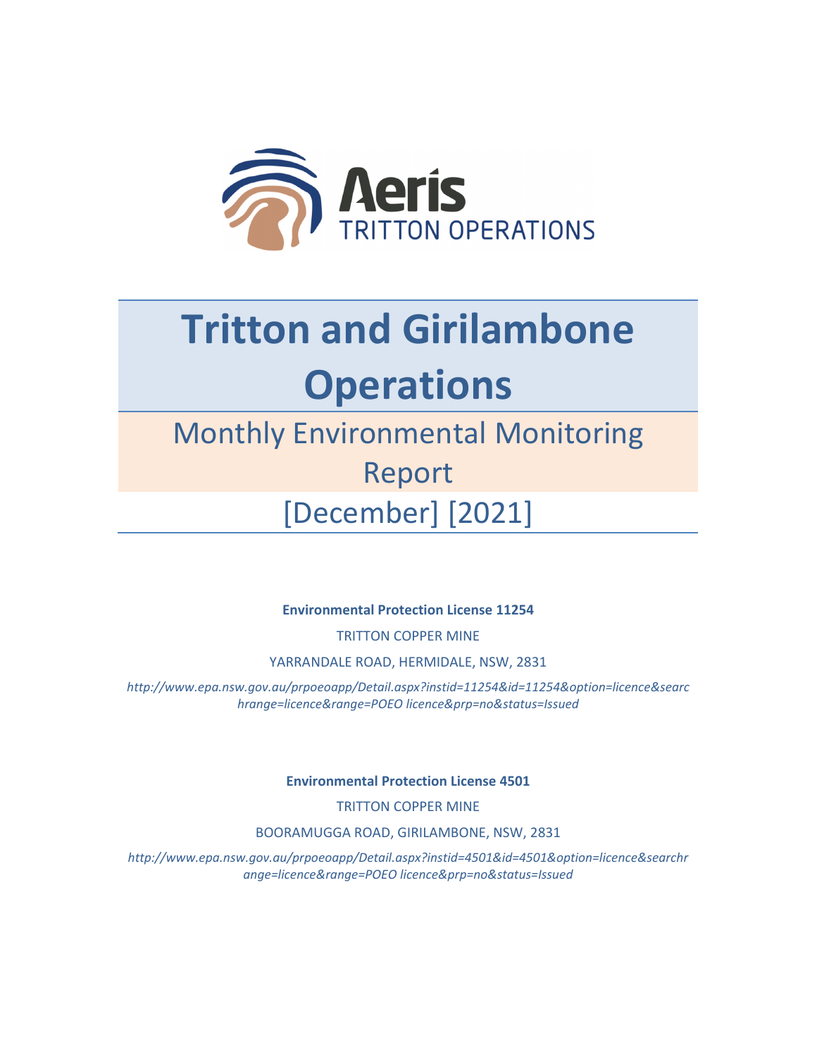Aeris
TRITTON OPERATIONS

# Tritton and Girilambone Operations

## Monthly Environmental Monitoring Report

## [December] [2021]

**Environmental Protection License 11254**

TRITTON COPPER MINE

YARRANDALE ROAD, HERMIDALE, NSW, 2831

*http://www.epa.nsw.gov.au/prpoeoapp/Detail.aspx?instid=11254&id=11254&option=licence&searchrange=licence&range=POEO licence&prp=no&status=Issued*

**Environmental Protection License 4501**

TRITTON COPPER MINE

BOORAMUGGA ROAD, GIRILAMBONE, NSW, 2831

*http://www.epa.nsw.gov.au/prpoeoapp/Detail.aspx?instid=4501&id=4501&option=licence&searchrange=licence&range=POEO licence&prp=no&status=Issued*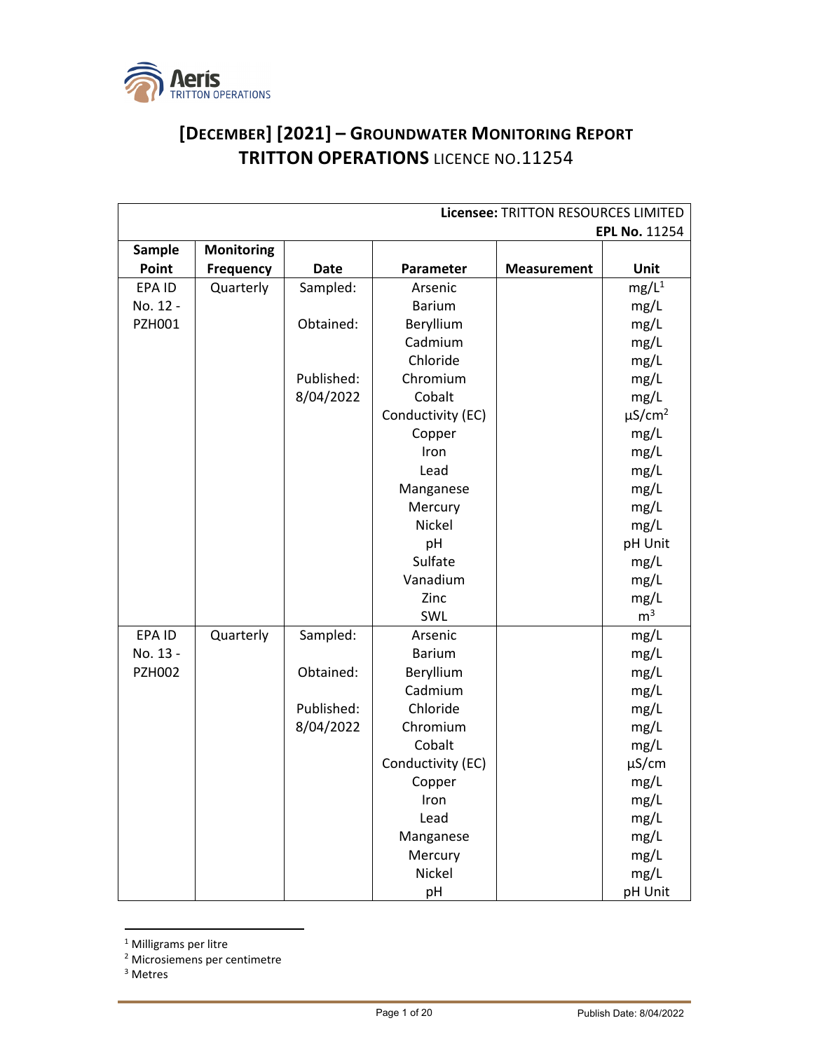# [December] [2021] – Groundwater Monitoring Report
## TRITTON OPERATIONS LICENCE NO.11254

| **Licensee:** TRITTON RESOURCES LIMITED **EPL No.** 11254 | | | | | |
|---|---|---|---|---|---|
| **Sample Point** | **Monitoring Frequency** | **Date** | **Parameter** | **Measurement** | **Unit** |
| EPA ID No. 12 - PZH001 | Quarterly | Sampled: | Arsenic | | mg/L[1] |
| | | | Barium | | mg/L |
| | | Obtained: | Beryllium | | mg/L |
| | | | Cadmium | | mg/L |
| | | | Chloride | | mg/L |
| | | Published: | Chromium | | mg/L |
| | | 8/04/2022 | Cobalt | | mg/L |
| | | | Conductivity (EC) | | µS/cm[2] |
| | | | Copper | | mg/L |
| | | | Iron | | mg/L |
| | | | Lead | | mg/L |
| | | | Manganese | | mg/L |
| | | | Mercury | | mg/L |
| | | | Nickel | | mg/L |
| | | | pH | | pH Unit |
| | | | Sulfate | | mg/L |
| | | | Vanadium | | mg/L |
| | | | Zinc | | mg/L |
| | | | SWL | | m[3] |
| EPA ID No. 13 - PZH002 | Quarterly | Sampled: | Arsenic | | mg/L |
| | | | Barium | | mg/L |
| | | Obtained: | Beryllium | | mg/L |
| | | | Cadmium | | mg/L |
| | | Published: | Chloride | | mg/L |
| | | 8/04/2022 | Chromium | | mg/L |
| | | | Cobalt | | mg/L |
| | | | Conductivity (EC) | | µS/cm |
| | | | Copper | | mg/L |
| | | | Iron | | mg/L |
| | | | Lead | | mg/L |
| | | | Manganese | | mg/L |
| | | | Mercury | | mg/L |
| | | | Nickel | | mg/L |
| | | | pH | | pH Unit |

[1] Milligrams per litre
[2] Microsiemens per centimetre
[3] Metres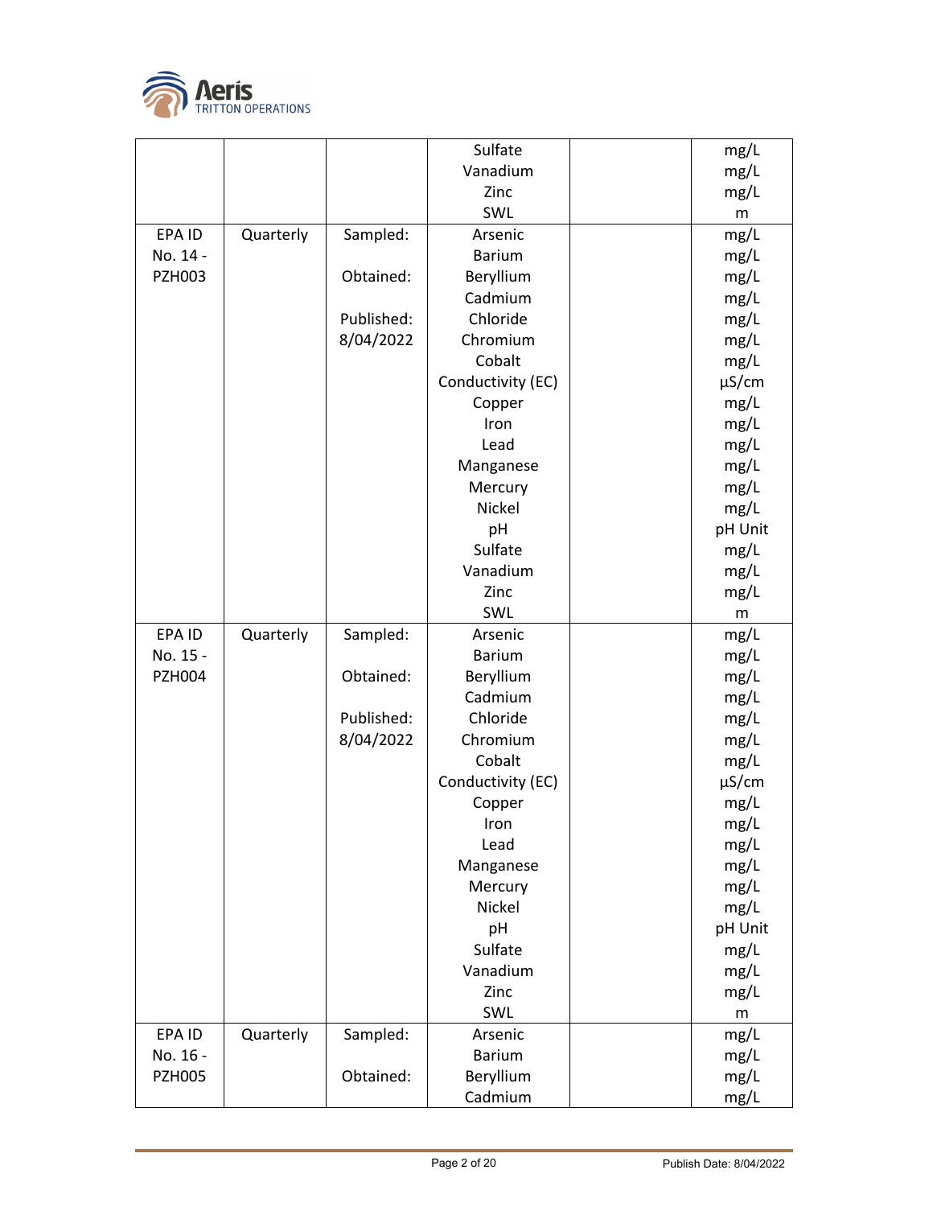| | | | Sulfate | | mg/L |
|---|---|---|---|---|---|
| | | | Vanadium | | mg/L |
| | | | Zinc | | mg/L |
| | | | SWL | | m |
| EPA ID No. 14 - PZH003 | Quarterly | Sampled: | Arsenic | | mg/L |
| | | | Barium | | mg/L |
| | | Obtained: | Beryllium | | mg/L |
| | | | Cadmium | | mg/L |
| | | Published: | Chloride | | mg/L |
| | | 8/04/2022 | Chromium | | mg/L |
| | | | Cobalt | | mg/L |
| | | | Conductivity (EC) | | µS/cm |
| | | | Copper | | mg/L |
| | | | Iron | | mg/L |
| | | | Lead | | mg/L |
| | | | Manganese | | mg/L |
| | | | Mercury | | mg/L |
| | | | Nickel | | mg/L |
| | | | pH | | pH Unit |
| | | | Sulfate | | mg/L |
| | | | Vanadium | | mg/L |
| | | | Zinc | | mg/L |
| | | | SWL | | m |
| EPA ID No. 15 - PZH004 | Quarterly | Sampled: | Arsenic | | mg/L |
| | | | Barium | | mg/L |
| | | Obtained: | Beryllium | | mg/L |
| | | | Cadmium | | mg/L |
| | | Published: | Chloride | | mg/L |
| | | 8/04/2022 | Chromium | | mg/L |
| | | | Cobalt | | mg/L |
| | | | Conductivity (EC) | | µS/cm |
| | | | Copper | | mg/L |
| | | | Iron | | mg/L |
| | | | Lead | | mg/L |
| | | | Manganese | | mg/L |
| | | | Mercury | | mg/L |
| | | | Nickel | | mg/L |
| | | | pH | | pH Unit |
| | | | Sulfate | | mg/L |
| | | | Vanadium | | mg/L |
| | | | Zinc | | mg/L |
| | | | SWL | | m |
| EPA ID No. 16 - PZH005 | Quarterly | Sampled: | Arsenic | | mg/L |
| | | | Barium | | mg/L |
| | | Obtained: | Beryllium | | mg/L |
| | | | Cadmium | | mg/L |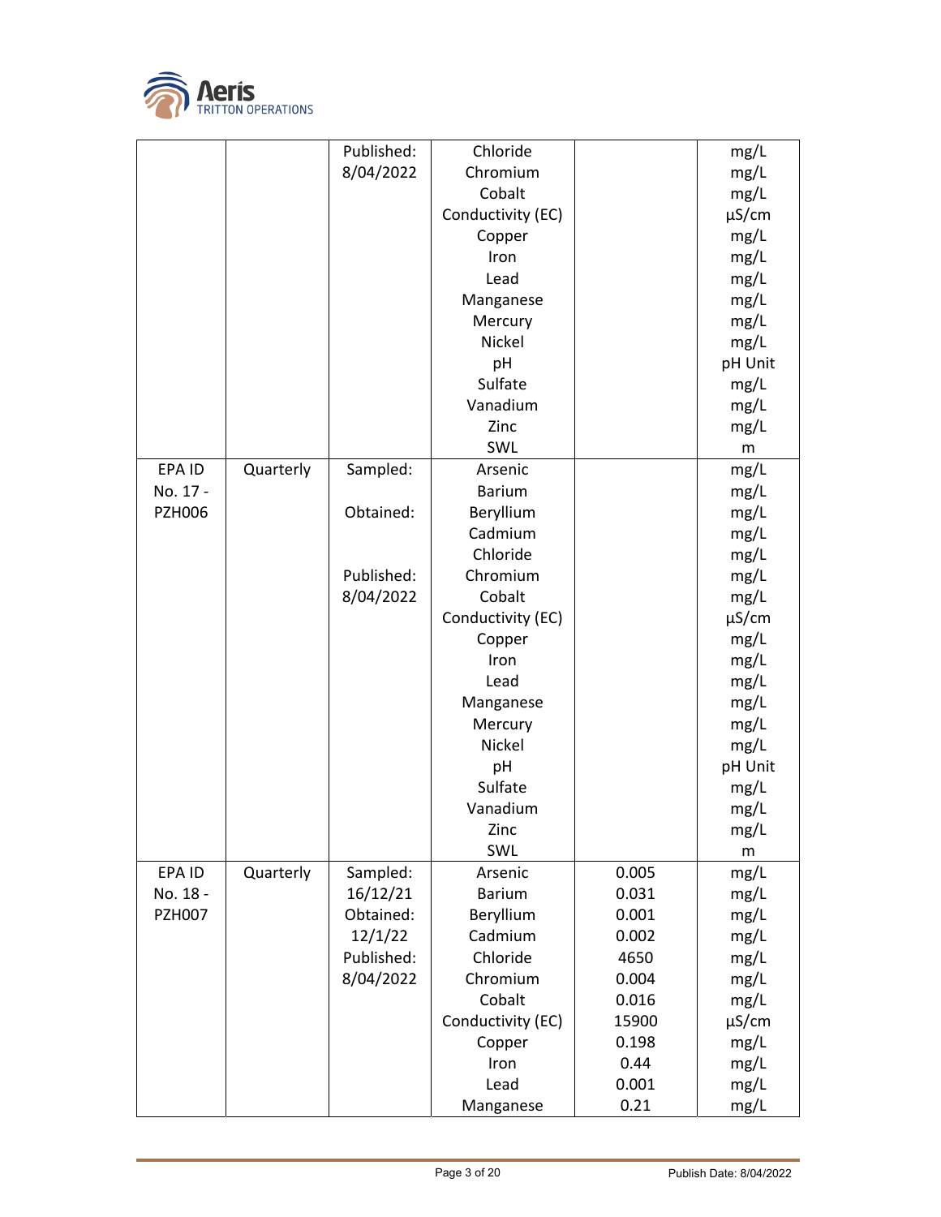| | | Published: 8/04/2022 | Chloride<br>Chromium<br>Cobalt<br>Conductivity (EC)<br>Copper<br>Iron<br>Lead<br>Manganese<br>Mercury<br>Nickel<br>pH<br>Sulfate<br>Vanadium<br>Zinc<br>SWL | | mg/L<br>mg/L<br>mg/L<br>µS/cm<br>mg/L<br>mg/L<br>mg/L<br>mg/L<br>mg/L<br>mg/L<br>pH Unit<br>mg/L<br>mg/L<br>mg/L<br>m |
|---|---|---|---|---|---|
| EPA ID No. 17 - PZH006 | Quarterly | Sampled:<br><br>Obtained:<br><br>Published: 8/04/2022 | Arsenic<br>Barium<br>Beryllium<br>Cadmium<br>Chloride<br>Chromium<br>Cobalt<br>Conductivity (EC)<br>Copper<br>Iron<br>Lead<br>Manganese<br>Mercury<br>Nickel<br>pH<br>Sulfate<br>Vanadium<br>Zinc<br>SWL | | mg/L<br>mg/L<br>mg/L<br>mg/L<br>mg/L<br>mg/L<br>mg/L<br>µS/cm<br>mg/L<br>mg/L<br>mg/L<br>mg/L<br>mg/L<br>mg/L<br>pH Unit<br>mg/L<br>mg/L<br>mg/L<br>m |
| EPA ID No. 18 - PZH007 | Quarterly | Sampled: 16/12/21<br>Obtained: 12/1/22<br>Published: 8/04/2022 | Arsenic<br>Barium<br>Beryllium<br>Cadmium<br>Chloride<br>Chromium<br>Cobalt<br>Conductivity (EC)<br>Copper<br>Iron<br>Lead<br>Manganese | 0.005<br>0.031<br>0.001<br>0.002<br>4650<br>0.004<br>0.016<br>15900<br>0.198<br>0.44<br>0.001<br>0.21 | mg/L<br>mg/L<br>mg/L<br>mg/L<br>mg/L<br>mg/L<br>mg/L<br>µS/cm<br>mg/L<br>mg/L<br>mg/L<br>mg/L |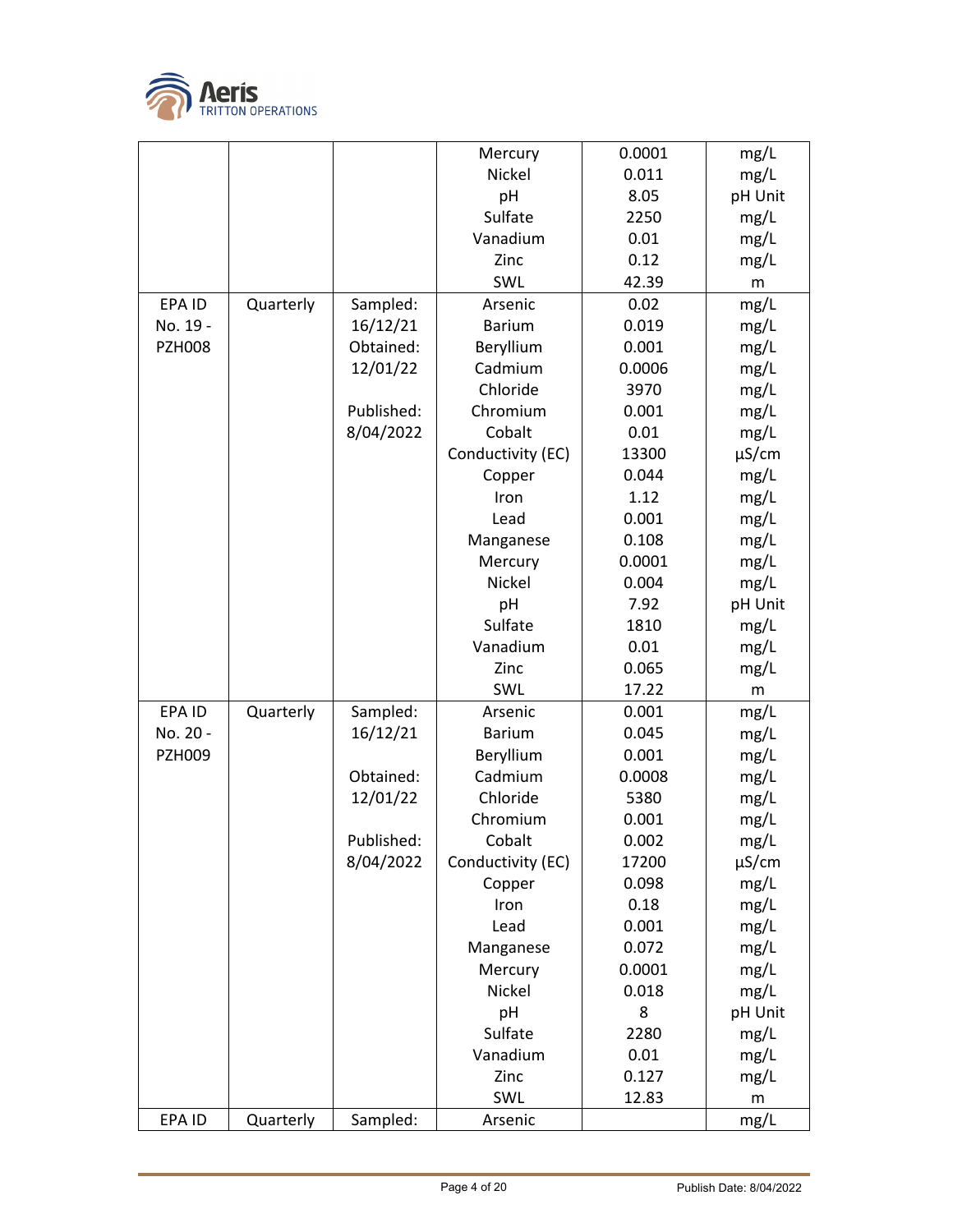| | | | Mercury | 0.0001 | mg/L |
|---|---|---|---|---|---|
| | | | Nickel | 0.011 | mg/L |
| | | | pH | 8.05 | pH Unit |
| | | | Sulfate | 2250 | mg/L |
| | | | Vanadium | 0.01 | mg/L |
| | | | Zinc | 0.12 | mg/L |
| | | | SWL | 42.39 | m |
| EPA ID No. 19 - PZH008 | Quarterly | Sampled: 16/12/21 | Arsenic | 0.02 | mg/L |
| | | Obtained: 12/01/22 | Barium | 0.019 | mg/L |
| | | | Beryllium | 0.001 | mg/L |
| | | Published: 8/04/2022 | Cadmium | 0.0006 | mg/L |
| | | | Chloride | 3970 | mg/L |
| | | | Chromium | 0.001 | mg/L |
| | | | Cobalt | 0.01 | mg/L |
| | | | Conductivity (EC) | 13300 | µS/cm |
| | | | Copper | 0.044 | mg/L |
| | | | Iron | 1.12 | mg/L |
| | | | Lead | 0.001 | mg/L |
| | | | Manganese | 0.108 | mg/L |
| | | | Mercury | 0.0001 | mg/L |
| | | | Nickel | 0.004 | mg/L |
| | | | pH | 7.92 | pH Unit |
| | | | Sulfate | 1810 | mg/L |
| | | | Vanadium | 0.01 | mg/L |
| | | | Zinc | 0.065 | mg/L |
| | | | SWL | 17.22 | m |
| EPA ID No. 20 - PZH009 | Quarterly | Sampled: 16/12/21 | Arsenic | 0.001 | mg/L |
| | | Obtained: 12/01/22 | Barium | 0.045 | mg/L |
| | | | Beryllium | 0.001 | mg/L |
| | | Published: 8/04/2022 | Cadmium | 0.0008 | mg/L |
| | | | Chloride | 5380 | mg/L |
| | | | Chromium | 0.001 | mg/L |
| | | | Cobalt | 0.002 | mg/L |
| | | | Conductivity (EC) | 17200 | µS/cm |
| | | | Copper | 0.098 | mg/L |
| | | | Iron | 0.18 | mg/L |
| | | | Lead | 0.001 | mg/L |
| | | | Manganese | 0.072 | mg/L |
| | | | Mercury | 0.0001 | mg/L |
| | | | Nickel | 0.018 | mg/L |
| | | | pH | 8 | pH Unit |
| | | | Sulfate | 2280 | mg/L |
| | | | Vanadium | 0.01 | mg/L |
| | | | Zinc | 0.127 | mg/L |
| | | | SWL | 12.83 | m |
| EPA ID | Quarterly | Sampled: | Arsenic | | mg/L |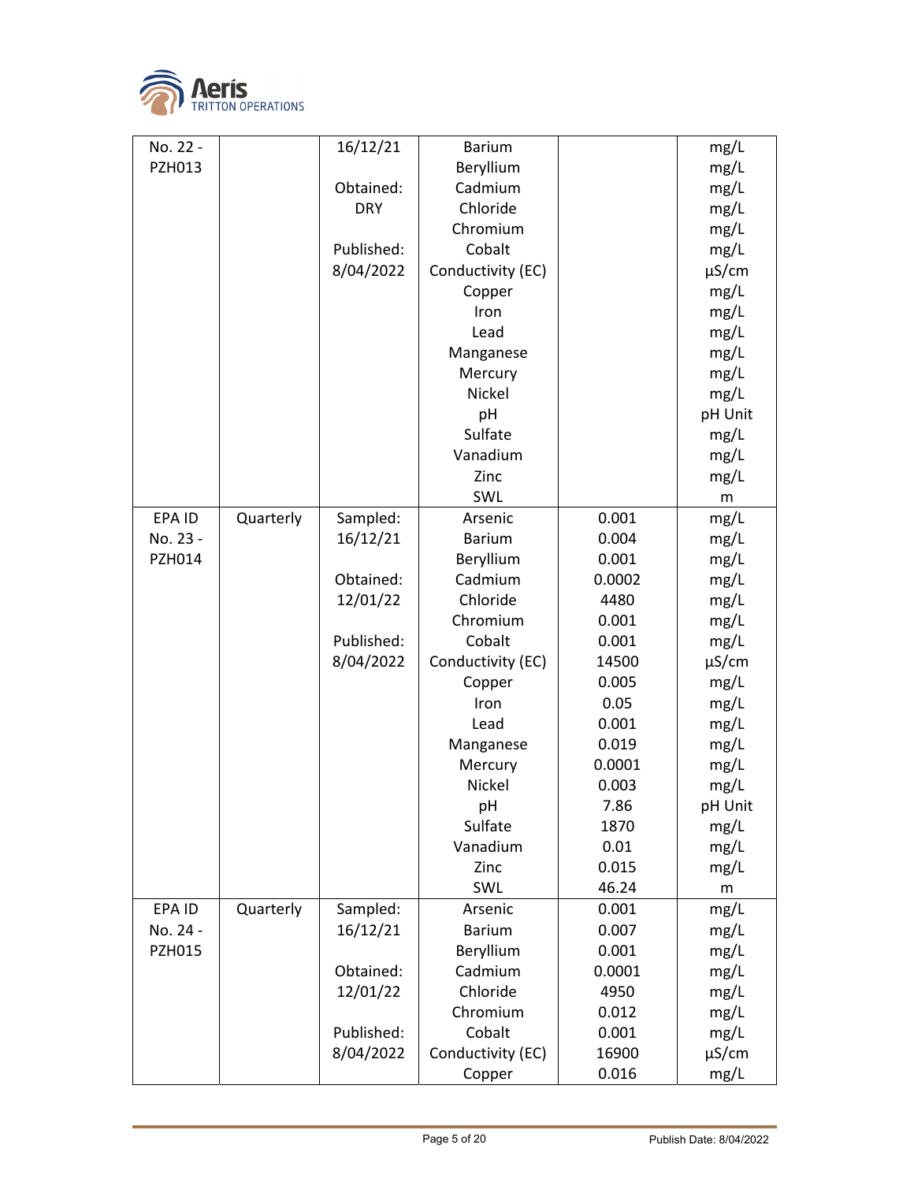| No. 22 - PZH013 | | 16/12/21<br><br>Obtained: DRY<br><br>Published: 8/04/2022 | Barium | | mg/L |
|---|---|---|---|---|---|
| | | | Beryllium | | mg/L |
| | | | Cadmium | | mg/L |
| | | | Chloride | | mg/L |
| | | | Chromium | | mg/L |
| | | | Cobalt | | mg/L |
| | | | Conductivity (EC) | | µS/cm |
| | | | Copper | | mg/L |
| | | | Iron | | mg/L |
| | | | Lead | | mg/L |
| | | | Manganese | | mg/L |
| | | | Mercury | | mg/L |
| | | | Nickel | | mg/L |
| | | | pH | | pH Unit |
| | | | Sulfate | | mg/L |
| | | | Vanadium | | mg/L |
| | | | Zinc | | mg/L |
| | | | SWL | | m |
| EPA ID No. 23 - PZH014 | Quarterly | Sampled: 16/12/21<br><br>Obtained: 12/01/22<br><br>Published: 8/04/2022 | Arsenic | 0.001 | mg/L |
| | | | Barium | 0.004 | mg/L |
| | | | Beryllium | 0.001 | mg/L |
| | | | Cadmium | 0.0002 | mg/L |
| | | | Chloride | 4480 | mg/L |
| | | | Chromium | 0.001 | mg/L |
| | | | Cobalt | 0.001 | mg/L |
| | | | Conductivity (EC) | 14500 | µS/cm |
| | | | Copper | 0.005 | mg/L |
| | | | Iron | 0.05 | mg/L |
| | | | Lead | 0.001 | mg/L |
| | | | Manganese | 0.019 | mg/L |
| | | | Mercury | 0.0001 | mg/L |
| | | | Nickel | 0.003 | mg/L |
| | | | pH | 7.86 | pH Unit |
| | | | Sulfate | 1870 | mg/L |
| | | | Vanadium | 0.01 | mg/L |
| | | | Zinc | 0.015 | mg/L |
| | | | SWL | 46.24 | m |
| EPA ID No. 24 - PZH015 | Quarterly | Sampled: 16/12/21<br><br>Obtained: 12/01/22<br><br>Published: 8/04/2022 | Arsenic | 0.001 | mg/L |
| | | | Barium | 0.007 | mg/L |
| | | | Beryllium | 0.001 | mg/L |
| | | | Cadmium | 0.0001 | mg/L |
| | | | Chloride | 4950 | mg/L |
| | | | Chromium | 0.012 | mg/L |
| | | | Cobalt | 0.001 | mg/L |
| | | | Conductivity (EC) | 16900 | µS/cm |
| | | | Copper | 0.016 | mg/L |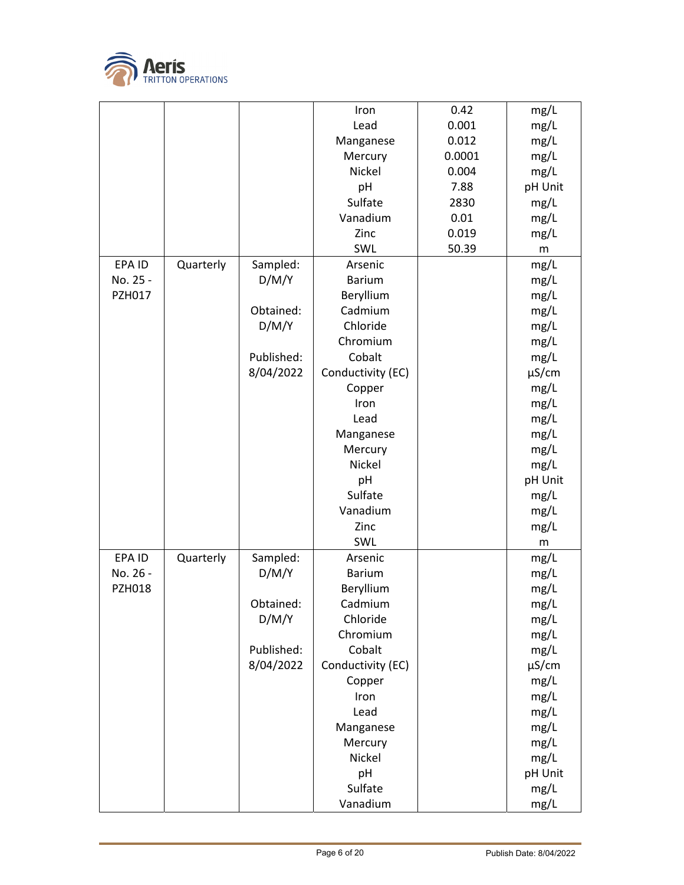| | | | Iron | 0.42 | mg/L |
|---|---|---|---|---|---|
| | | | Lead | 0.001 | mg/L |
| | | | Manganese | 0.012 | mg/L |
| | | | Mercury | 0.0001 | mg/L |
| | | | Nickel | 0.004 | mg/L |
| | | | pH | 7.88 | pH Unit |
| | | | Sulfate | 2830 | mg/L |
| | | | Vanadium | 0.01 | mg/L |
| | | | Zinc | 0.019 | mg/L |
| | | | SWL | 50.39 | m |
| EPA ID No. 25 - PZH017 | Quarterly | Sampled: D/M/Y | Arsenic | | mg/L |
| | | | Barium | | mg/L |
| | | | Beryllium | | mg/L |
| | | Obtained: D/M/Y | Cadmium | | mg/L |
| | | | Chloride | | mg/L |
| | | | Chromium | | mg/L |
| | | Published: 8/04/2022 | Cobalt | | mg/L |
| | | | Conductivity (EC) | | µS/cm |
| | | | Copper | | mg/L |
| | | | Iron | | mg/L |
| | | | Lead | | mg/L |
| | | | Manganese | | mg/L |
| | | | Mercury | | mg/L |
| | | | Nickel | | mg/L |
| | | | pH | | pH Unit |
| | | | Sulfate | | mg/L |
| | | | Vanadium | | mg/L |
| | | | Zinc | | mg/L |
| | | | SWL | | m |
| EPA ID No. 26 - PZH018 | Quarterly | Sampled: D/M/Y | Arsenic | | mg/L |
| | | | Barium | | mg/L |
| | | | Beryllium | | mg/L |
| | | Obtained: D/M/Y | Cadmium | | mg/L |
| | | | Chloride | | mg/L |
| | | | Chromium | | mg/L |
| | | Published: 8/04/2022 | Cobalt | | mg/L |
| | | | Conductivity (EC) | | µS/cm |
| | | | Copper | | mg/L |
| | | | Iron | | mg/L |
| | | | Lead | | mg/L |
| | | | Manganese | | mg/L |
| | | | Mercury | | mg/L |
| | | | Nickel | | mg/L |
| | | | pH | | pH Unit |
| | | | Sulfate | | mg/L |
| | | | Vanadium | | mg/L |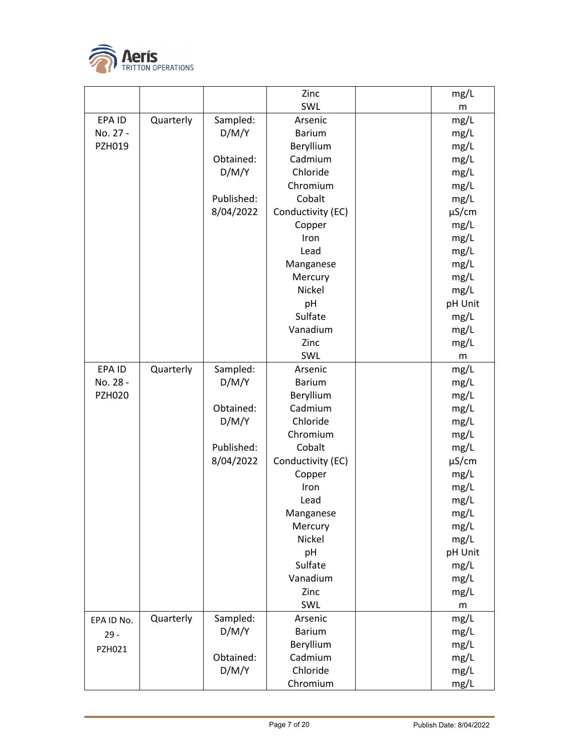| | | | Zinc<br>SWL | | mg/L<br>m |
|---|---|---|---|---|---|
| EPA ID No. 27 - PZH019 | Quarterly | Sampled: D/M/Y<br><br>Obtained: D/M/Y<br><br>Published: 8/04/2022 | Arsenic<br>Barium<br>Beryllium<br>Cadmium<br>Chloride<br>Chromium<br>Cobalt<br>Conductivity (EC)<br>Copper<br>Iron<br>Lead<br>Manganese<br>Mercury<br>Nickel<br>pH<br>Sulfate<br>Vanadium<br>Zinc<br>SWL | | mg/L<br>mg/L<br>mg/L<br>mg/L<br>mg/L<br>mg/L<br>mg/L<br>µS/cm<br>mg/L<br>mg/L<br>mg/L<br>mg/L<br>mg/L<br>mg/L<br>pH Unit<br>mg/L<br>mg/L<br>mg/L<br>m |
| EPA ID No. 28 - PZH020 | Quarterly | Sampled: D/M/Y<br><br>Obtained: D/M/Y<br><br>Published: 8/04/2022 | Arsenic<br>Barium<br>Beryllium<br>Cadmium<br>Chloride<br>Chromium<br>Cobalt<br>Conductivity (EC)<br>Copper<br>Iron<br>Lead<br>Manganese<br>Mercury<br>Nickel<br>pH<br>Sulfate<br>Vanadium<br>Zinc<br>SWL | | mg/L<br>mg/L<br>mg/L<br>mg/L<br>mg/L<br>mg/L<br>mg/L<br>µS/cm<br>mg/L<br>mg/L<br>mg/L<br>mg/L<br>mg/L<br>mg/L<br>pH Unit<br>mg/L<br>mg/L<br>mg/L<br>m |
| EPA ID No. 29 - PZH021 | Quarterly | Sampled: D/M/Y<br><br>Obtained: D/M/Y | Arsenic<br>Barium<br>Beryllium<br>Cadmium<br>Chloride<br>Chromium | | mg/L<br>mg/L<br>mg/L<br>mg/L<br>mg/L<br>mg/L |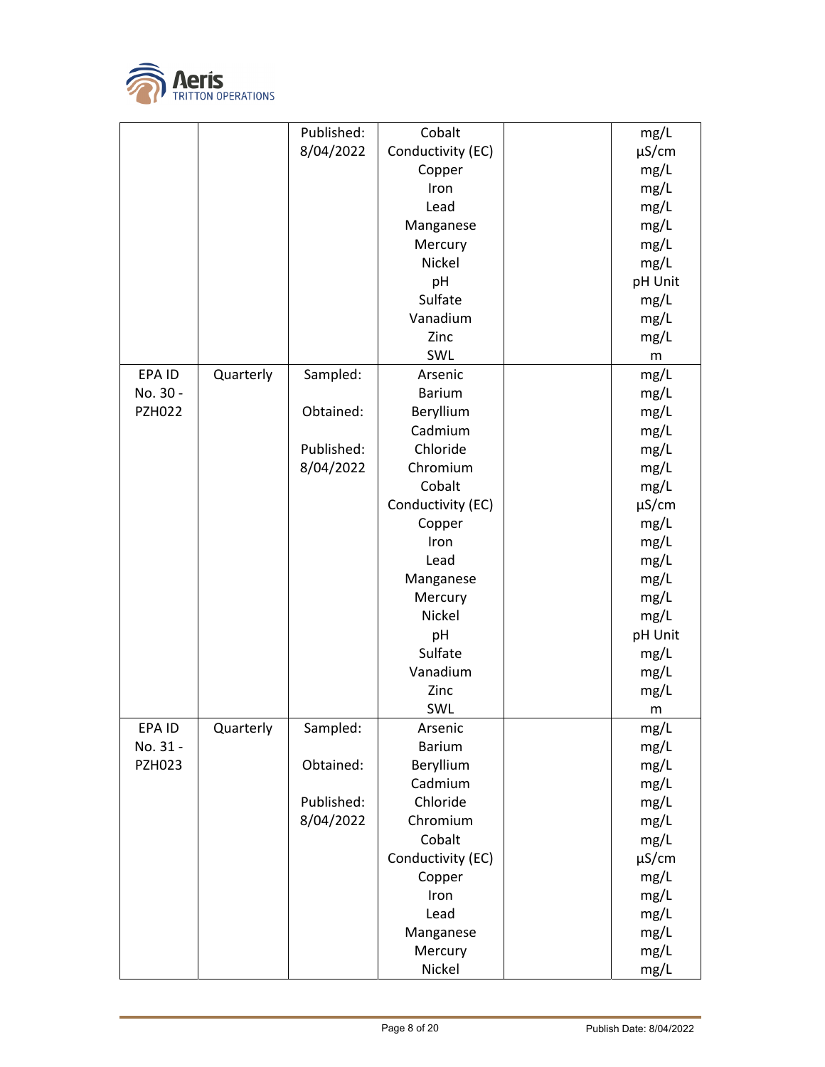| | | Published: 8/04/2022 | Cobalt | | mg/L |
|---|---|---|---|---|---|
| | | | Conductivity (EC) | | µS/cm |
| | | | Copper | | mg/L |
| | | | Iron | | mg/L |
| | | | Lead | | mg/L |
| | | | Manganese | | mg/L |
| | | | Mercury | | mg/L |
| | | | Nickel | | mg/L |
| | | | pH | | pH Unit |
| | | | Sulfate | | mg/L |
| | | | Vanadium | | mg/L |
| | | | Zinc | | mg/L |
| | | | SWL | | m |
| EPA ID No. 30 - PZH022 | Quarterly | Sampled: | Arsenic | | mg/L |
| | | | Barium | | mg/L |
| | | Obtained: | Beryllium | | mg/L |
| | | | Cadmium | | mg/L |
| | | Published: | Chloride | | mg/L |
| | | 8/04/2022 | Chromium | | mg/L |
| | | | Cobalt | | mg/L |
| | | | Conductivity (EC) | | µS/cm |
| | | | Copper | | mg/L |
| | | | Iron | | mg/L |
| | | | Lead | | mg/L |
| | | | Manganese | | mg/L |
| | | | Mercury | | mg/L |
| | | | Nickel | | mg/L |
| | | | pH | | pH Unit |
| | | | Sulfate | | mg/L |
| | | | Vanadium | | mg/L |
| | | | Zinc | | mg/L |
| | | | SWL | | m |
| EPA ID No. 31 - PZH023 | Quarterly | Sampled: | Arsenic | | mg/L |
| | | | Barium | | mg/L |
| | | Obtained: | Beryllium | | mg/L |
| | | | Cadmium | | mg/L |
| | | Published: | Chloride | | mg/L |
| | | 8/04/2022 | Chromium | | mg/L |
| | | | Cobalt | | mg/L |
| | | | Conductivity (EC) | | µS/cm |
| | | | Copper | | mg/L |
| | | | Iron | | mg/L |
| | | | Lead | | mg/L |
| | | | Manganese | | mg/L |
| | | | Mercury | | mg/L |
| | | | Nickel | | mg/L |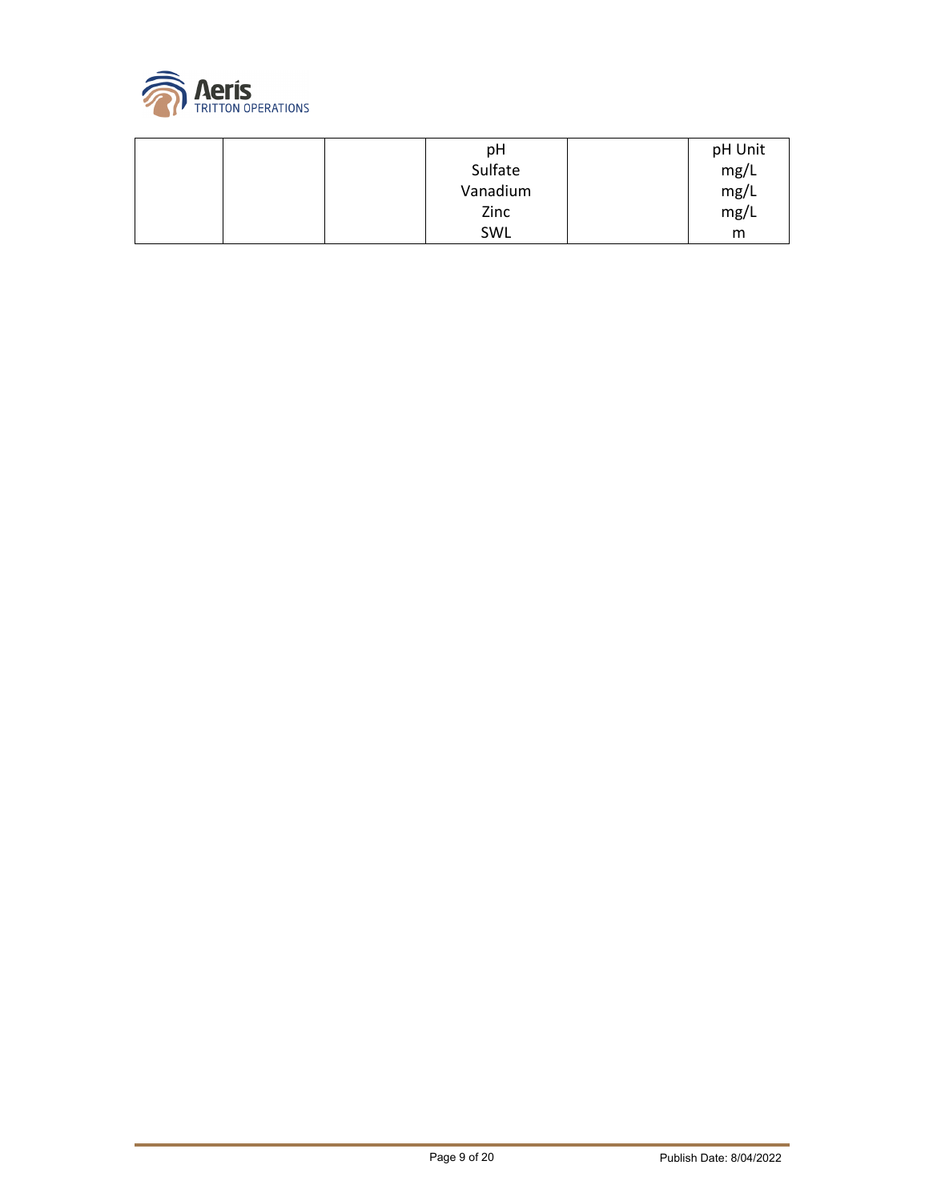| | | | | | |
|---|---|---|---|---|---|
| | | | pH<br>Sulfate<br>Vanadium<br>Zinc<br>SWL | | pH Unit<br>mg/L<br>mg/L<br>mg/L<br>m |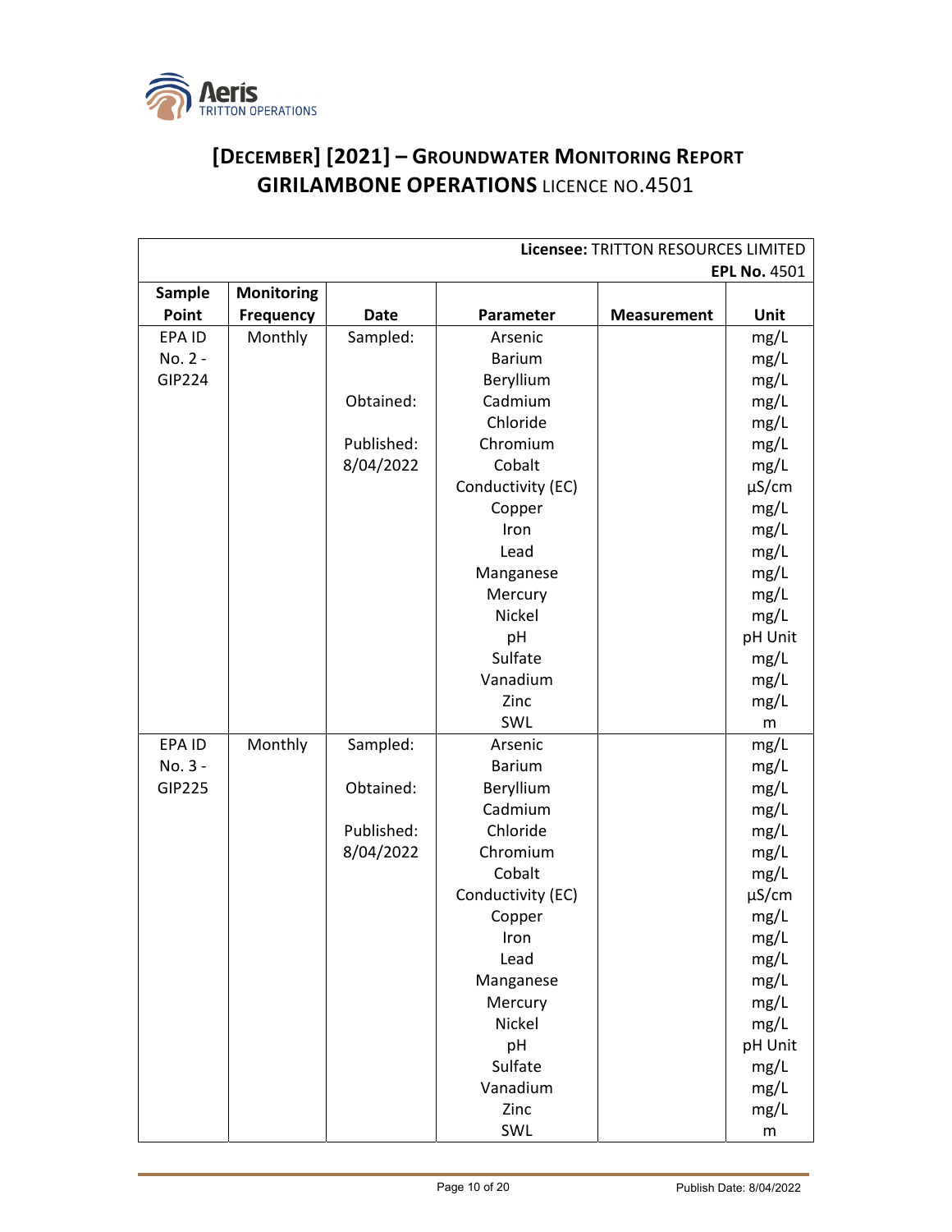# [December] [2021] – Groundwater Monitoring Report
## GIRILAMBONE OPERATIONS LICENCE NO.4501

| **Licensee:** TRITTON RESOURCES LIMITED **EPL No.** 4501 | | | | | |
|---|---|---|---|---|---|
| **Sample Point** | **Monitoring Frequency** | **Date** | **Parameter** | **Measurement** | **Unit** |
| EPA ID No. 2 - GIP224 | Monthly | Sampled: | Arsenic | | mg/L |
| | | | Barium | | mg/L |
| | | | Beryllium | | mg/L |
| | | Obtained: | Cadmium | | mg/L |
| | | | Chloride | | mg/L |
| | | Published: | Chromium | | mg/L |
| | | 8/04/2022 | Cobalt | | mg/L |
| | | | Conductivity (EC) | | µS/cm |
| | | | Copper | | mg/L |
| | | | Iron | | mg/L |
| | | | Lead | | mg/L |
| | | | Manganese | | mg/L |
| | | | Mercury | | mg/L |
| | | | Nickel | | mg/L |
| | | | pH | | pH Unit |
| | | | Sulfate | | mg/L |
| | | | Vanadium | | mg/L |
| | | | Zinc | | mg/L |
| | | | SWL | | m |
| EPA ID No. 3 - GIP225 | Monthly | Sampled: | Arsenic | | mg/L |
| | | | Barium | | mg/L |
| | | Obtained: | Beryllium | | mg/L |
| | | | Cadmium | | mg/L |
| | | Published: | Chloride | | mg/L |
| | | 8/04/2022 | Chromium | | mg/L |
| | | | Cobalt | | mg/L |
| | | | Conductivity (EC) | | µS/cm |
| | | | Copper | | mg/L |
| | | | Iron | | mg/L |
| | | | Lead | | mg/L |
| | | | Manganese | | mg/L |
| | | | Mercury | | mg/L |
| | | | Nickel | | mg/L |
| | | | pH | | pH Unit |
| | | | Sulfate | | mg/L |
| | | | Vanadium | | mg/L |
| | | | Zinc | | mg/L |
| | | | SWL | | m |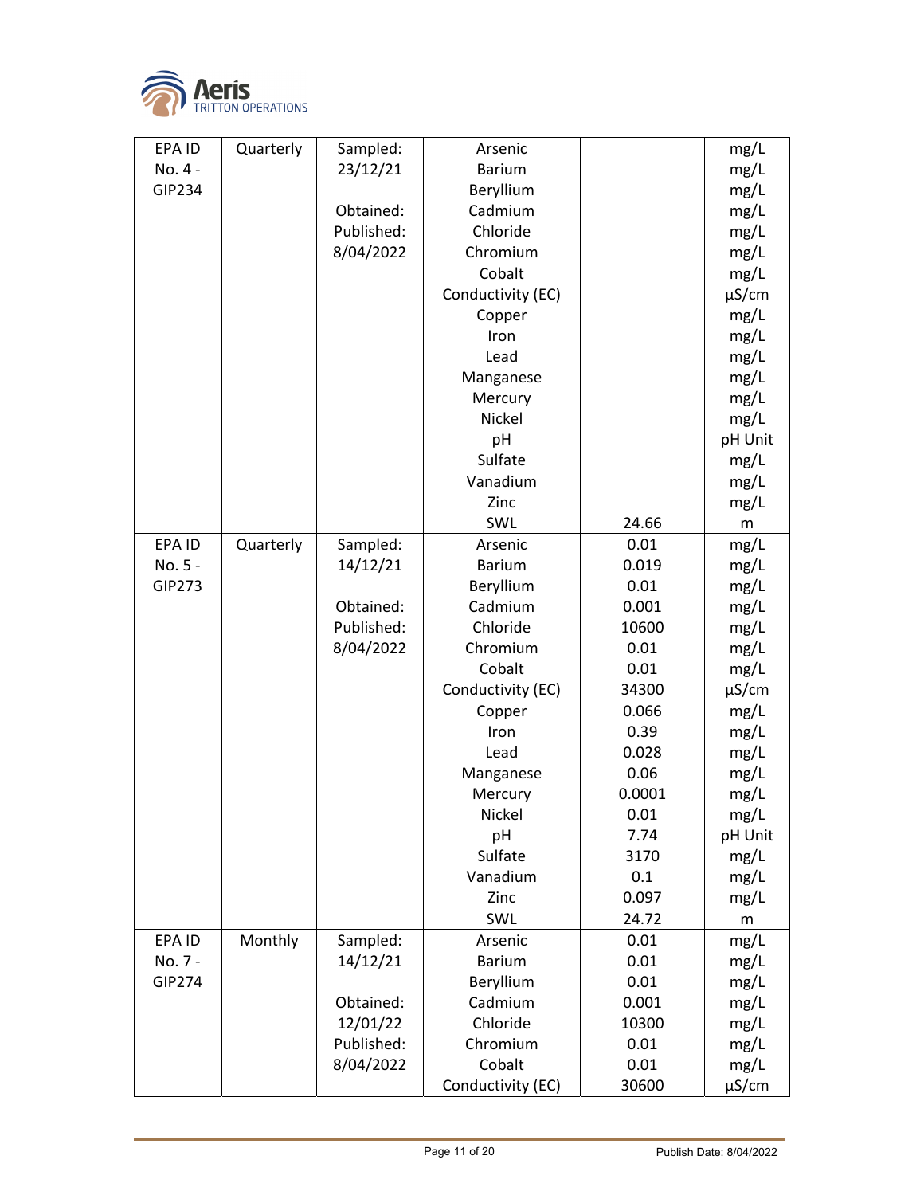| | | | | | |
|---|---|---|---|---|---|
| EPA ID No. 4 - GIP234 | Quarterly | Sampled: 23/12/21<br><br>Obtained:<br>Published: 8/04/2022 | Arsenic | | mg/L |
| | | | Barium | | mg/L |
| | | | Beryllium | | mg/L |
| | | | Cadmium | | mg/L |
| | | | Chloride | | mg/L |
| | | | Chromium | | mg/L |
| | | | Cobalt | | mg/L |
| | | | Conductivity (EC) | | µS/cm |
| | | | Copper | | mg/L |
| | | | Iron | | mg/L |
| | | | Lead | | mg/L |
| | | | Manganese | | mg/L |
| | | | Mercury | | mg/L |
| | | | Nickel | | mg/L |
| | | | pH | | pH Unit |
| | | | Sulfate | | mg/L |
| | | | Vanadium | | mg/L |
| | | | Zinc | | mg/L |
| | | | SWL | 24.66 | m |
| EPA ID No. 5 - GIP273 | Quarterly | Sampled: 14/12/21<br><br>Obtained:<br>Published: 8/04/2022 | Arsenic | 0.01 | mg/L |
| | | | Barium | 0.019 | mg/L |
| | | | Beryllium | 0.01 | mg/L |
| | | | Cadmium | 0.001 | mg/L |
| | | | Chloride | 10600 | mg/L |
| | | | Chromium | 0.01 | mg/L |
| | | | Cobalt | 0.01 | mg/L |
| | | | Conductivity (EC) | 34300 | µS/cm |
| | | | Copper | 0.066 | mg/L |
| | | | Iron | 0.39 | mg/L |
| | | | Lead | 0.028 | mg/L |
| | | | Manganese | 0.06 | mg/L |
| | | | Mercury | 0.0001 | mg/L |
| | | | Nickel | 0.01 | mg/L |
| | | | pH | 7.74 | pH Unit |
| | | | Sulfate | 3170 | mg/L |
| | | | Vanadium | 0.1 | mg/L |
| | | | Zinc | 0.097 | mg/L |
| | | | SWL | 24.72 | m |
| EPA ID No. 7 - GIP274 | Monthly | Sampled: 14/12/21<br><br>Obtained: 12/01/22<br>Published: 8/04/2022 | Arsenic | 0.01 | mg/L |
| | | | Barium | 0.01 | mg/L |
| | | | Beryllium | 0.01 | mg/L |
| | | | Cadmium | 0.001 | mg/L |
| | | | Chloride | 10300 | mg/L |
| | | | Chromium | 0.01 | mg/L |
| | | | Cobalt | 0.01 | mg/L |
| | | | Conductivity (EC) | 30600 | µS/cm |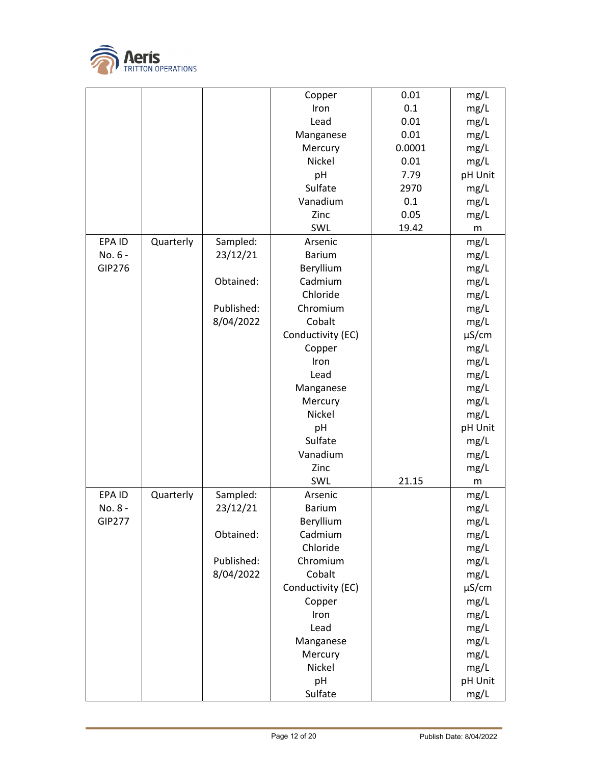| | | | Copper | 0.01 | mg/L |
|---|---|---|---|---|---|
| | | | Iron | 0.1 | mg/L |
| | | | Lead | 0.01 | mg/L |
| | | | Manganese | 0.01 | mg/L |
| | | | Mercury | 0.0001 | mg/L |
| | | | Nickel | 0.01 | mg/L |
| | | | pH | 7.79 | pH Unit |
| | | | Sulfate | 2970 | mg/L |
| | | | Vanadium | 0.1 | mg/L |
| | | | Zinc | 0.05 | mg/L |
| | | | SWL | 19.42 | m |
| EPA ID No. 6 - GIP276 | Quarterly | Sampled: 23/12/21 | Arsenic | | mg/L |
| | | | Barium | | mg/L |
| | | | Beryllium | | mg/L |
| | | Obtained: | Cadmium | | mg/L |
| | | | Chloride | | mg/L |
| | | Published: 8/04/2022 | Chromium | | mg/L |
| | | | Cobalt | | mg/L |
| | | | Conductivity (EC) | | µS/cm |
| | | | Copper | | mg/L |
| | | | Iron | | mg/L |
| | | | Lead | | mg/L |
| | | | Manganese | | mg/L |
| | | | Mercury | | mg/L |
| | | | Nickel | | mg/L |
| | | | pH | | pH Unit |
| | | | Sulfate | | mg/L |
| | | | Vanadium | | mg/L |
| | | | Zinc | | mg/L |
| | | | SWL | 21.15 | m |
| EPA ID No. 8 - GIP277 | Quarterly | Sampled: 23/12/21 | Arsenic | | mg/L |
| | | | Barium | | mg/L |
| | | | Beryllium | | mg/L |
| | | Obtained: | Cadmium | | mg/L |
| | | | Chloride | | mg/L |
| | | Published: 8/04/2022 | Chromium | | mg/L |
| | | | Cobalt | | mg/L |
| | | | Conductivity (EC) | | µS/cm |
| | | | Copper | | mg/L |
| | | | Iron | | mg/L |
| | | | Lead | | mg/L |
| | | | Manganese | | mg/L |
| | | | Mercury | | mg/L |
| | | | Nickel | | mg/L |
| | | | pH | | pH Unit |
| | | | Sulfate | | mg/L |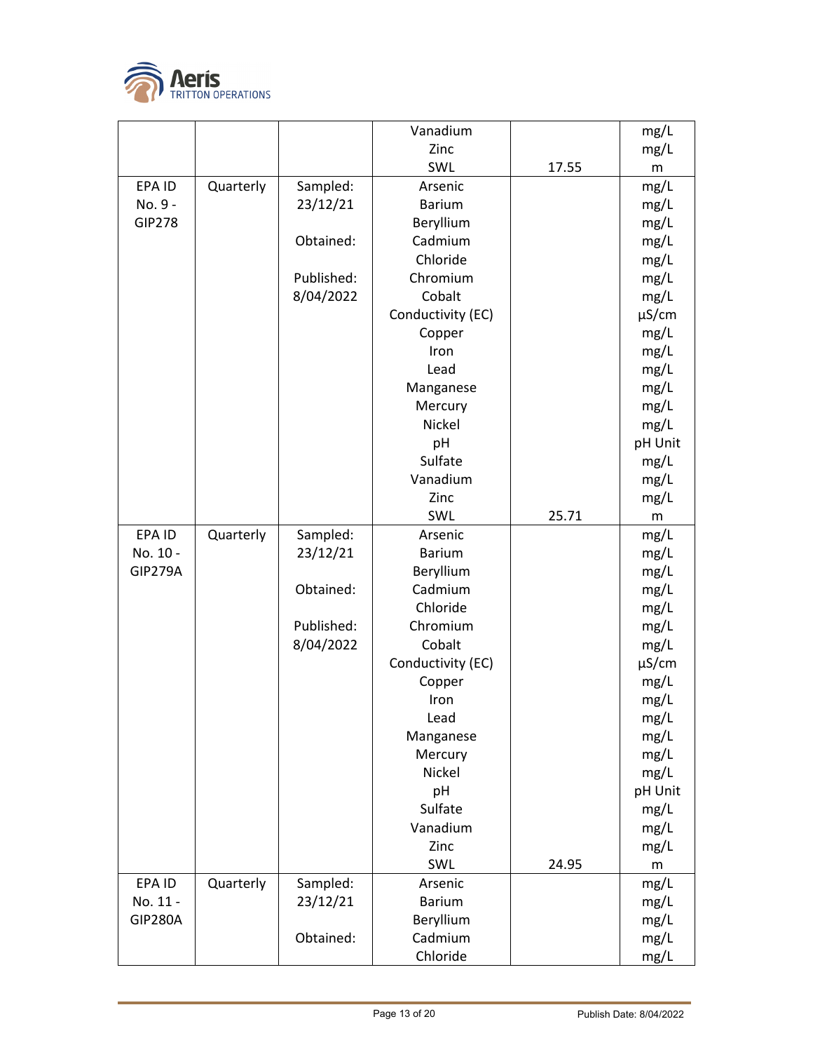| | | | Vanadium | | mg/L |
|---|---|---|---|---|---|
| | | | Zinc | | mg/L |
| | | | SWL | 17.55 | m |
| EPA ID No. 9 - GIP278 | Quarterly | Sampled: 23/12/21 | Arsenic | | mg/L |
| | | | Barium | | mg/L |
| | | | Beryllium | | mg/L |
| | | Obtained: | Cadmium | | mg/L |
| | | | Chloride | | mg/L |
| | | Published: 8/04/2022 | Chromium | | mg/L |
| | | | Cobalt | | mg/L |
| | | | Conductivity (EC) | | µS/cm |
| | | | Copper | | mg/L |
| | | | Iron | | mg/L |
| | | | Lead | | mg/L |
| | | | Manganese | | mg/L |
| | | | Mercury | | mg/L |
| | | | Nickel | | mg/L |
| | | | pH | | pH Unit |
| | | | Sulfate | | mg/L |
| | | | Vanadium | | mg/L |
| | | | Zinc | | mg/L |
| | | | SWL | 25.71 | m |
| EPA ID No. 10 - GIP279A | Quarterly | Sampled: 23/12/21 | Arsenic | | mg/L |
| | | | Barium | | mg/L |
| | | | Beryllium | | mg/L |
| | | Obtained: | Cadmium | | mg/L |
| | | | Chloride | | mg/L |
| | | Published: 8/04/2022 | Chromium | | mg/L |
| | | | Cobalt | | mg/L |
| | | | Conductivity (EC) | | µS/cm |
| | | | Copper | | mg/L |
| | | | Iron | | mg/L |
| | | | Lead | | mg/L |
| | | | Manganese | | mg/L |
| | | | Mercury | | mg/L |
| | | | Nickel | | mg/L |
| | | | pH | | pH Unit |
| | | | Sulfate | | mg/L |
| | | | Vanadium | | mg/L |
| | | | Zinc | | mg/L |
| | | | SWL | 24.95 | m |
| EPA ID No. 11 - GIP280A | Quarterly | Sampled: 23/12/21 | Arsenic | | mg/L |
| | | | Barium | | mg/L |
| | | | Beryllium | | mg/L |
| | | Obtained: | Cadmium | | mg/L |
| | | | Chloride | | mg/L |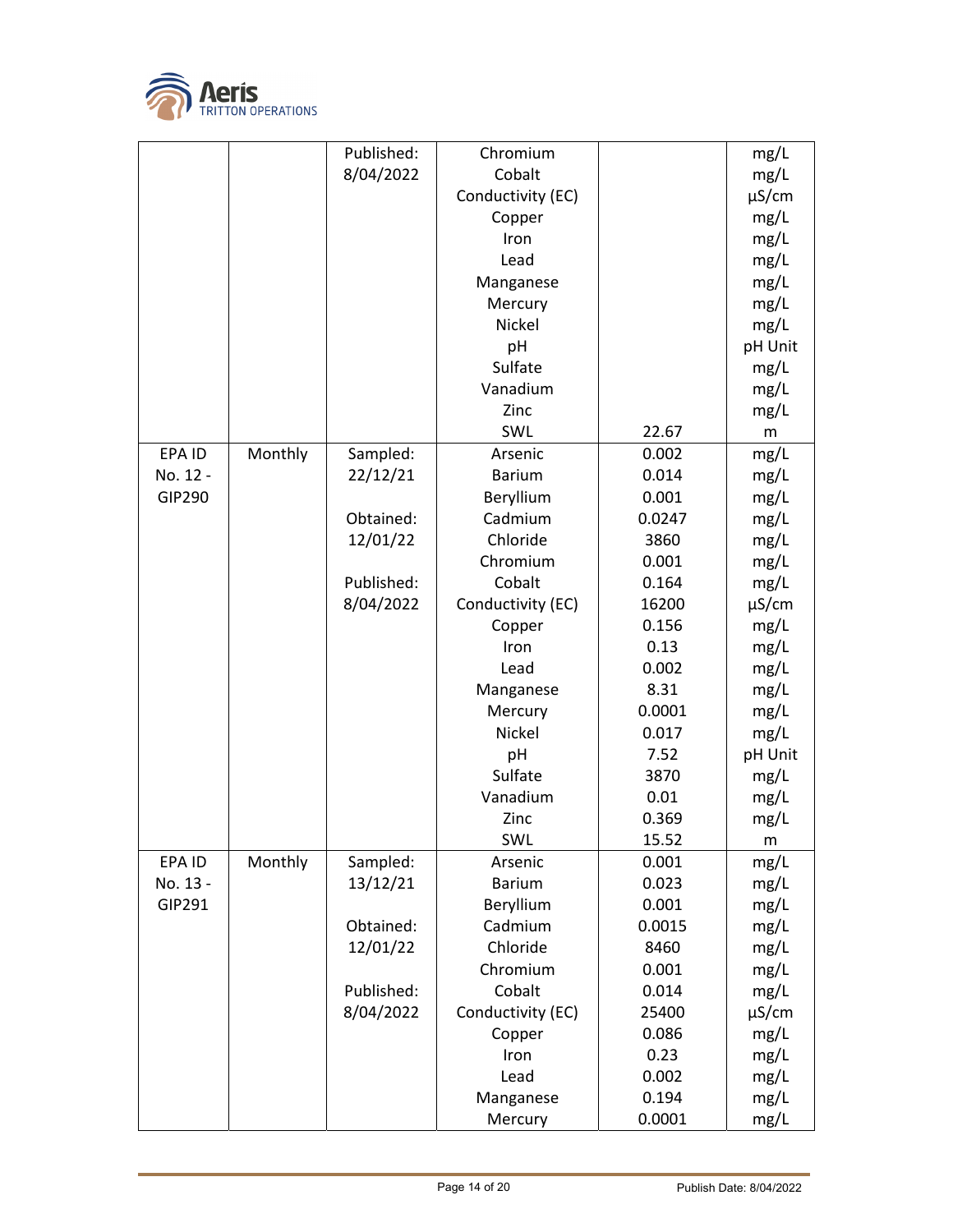| | | Published: 8/04/2022 | Chromium | | mg/L |
|---|---|---|---|---|---|
| | | | Cobalt | | mg/L |
| | | | Conductivity (EC) | | µS/cm |
| | | | Copper | | mg/L |
| | | | Iron | | mg/L |
| | | | Lead | | mg/L |
| | | | Manganese | | mg/L |
| | | | Mercury | | mg/L |
| | | | Nickel | | mg/L |
| | | | pH | | pH Unit |
| | | | Sulfate | | mg/L |
| | | | Vanadium | | mg/L |
| | | | Zinc | | mg/L |
| | | | SWL | 22.67 | m |
| EPA ID No. 12 - GIP290 | Monthly | Sampled: 22/12/21 | Arsenic | 0.002 | mg/L |
| | | | Barium | 0.014 | mg/L |
| | | | Beryllium | 0.001 | mg/L |
| | | Obtained: 12/01/22 | Cadmium | 0.0247 | mg/L |
| | | | Chloride | 3860 | mg/L |
| | | | Chromium | 0.001 | mg/L |
| | | Published: 8/04/2022 | Cobalt | 0.164 | mg/L |
| | | | Conductivity (EC) | 16200 | µS/cm |
| | | | Copper | 0.156 | mg/L |
| | | | Iron | 0.13 | mg/L |
| | | | Lead | 0.002 | mg/L |
| | | | Manganese | 8.31 | mg/L |
| | | | Mercury | 0.0001 | mg/L |
| | | | Nickel | 0.017 | mg/L |
| | | | pH | 7.52 | pH Unit |
| | | | Sulfate | 3870 | mg/L |
| | | | Vanadium | 0.01 | mg/L |
| | | | Zinc | 0.369 | mg/L |
| | | | SWL | 15.52 | m |
| EPA ID No. 13 - GIP291 | Monthly | Sampled: 13/12/21 | Arsenic | 0.001 | mg/L |
| | | | Barium | 0.023 | mg/L |
| | | | Beryllium | 0.001 | mg/L |
| | | Obtained: 12/01/22 | Cadmium | 0.0015 | mg/L |
| | | | Chloride | 8460 | mg/L |
| | | | Chromium | 0.001 | mg/L |
| | | Published: 8/04/2022 | Cobalt | 0.014 | mg/L |
| | | | Conductivity (EC) | 25400 | µS/cm |
| | | | Copper | 0.086 | mg/L |
| | | | Iron | 0.23 | mg/L |
| | | | Lead | 0.002 | mg/L |
| | | | Manganese | 0.194 | mg/L |
| | | | Mercury | 0.0001 | mg/L |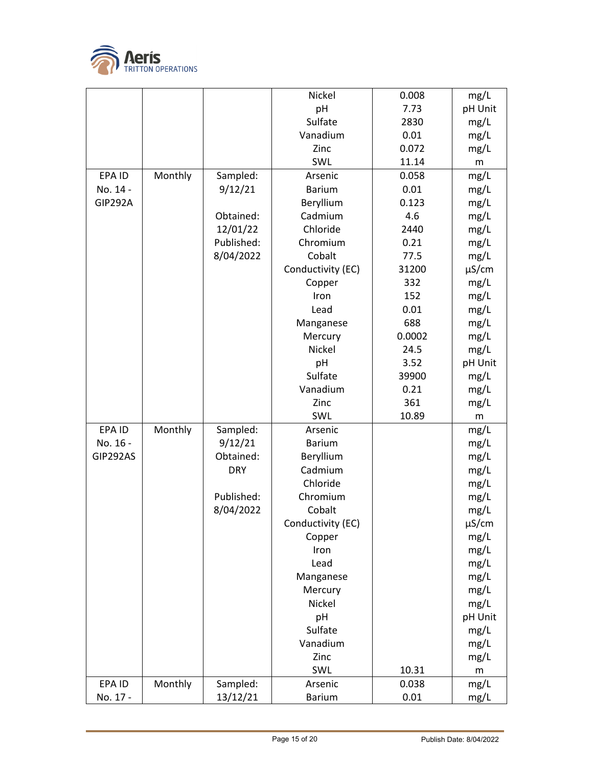| | | | Nickel | 0.008 | mg/L |
|---|---|---|---|---|---|
| | | | pH | 7.73 | pH Unit |
| | | | Sulfate | 2830 | mg/L |
| | | | Vanadium | 0.01 | mg/L |
| | | | Zinc | 0.072 | mg/L |
| | | | SWL | 11.14 | m |
| EPA ID No. 14 - GIP292A | Monthly | Sampled: 9/12/21 | Arsenic | 0.058 | mg/L |
| | | | Barium | 0.01 | mg/L |
| | | | Beryllium | 0.123 | mg/L |
| | | Obtained: 12/01/22 | Cadmium | 4.6 | mg/L |
| | | | Chloride | 2440 | mg/L |
| | | Published: 8/04/2022 | Chromium | 0.21 | mg/L |
| | | | Cobalt | 77.5 | mg/L |
| | | | Conductivity (EC) | 31200 | µS/cm |
| | | | Copper | 332 | mg/L |
| | | | Iron | 152 | mg/L |
| | | | Lead | 0.01 | mg/L |
| | | | Manganese | 688 | mg/L |
| | | | Mercury | 0.0002 | mg/L |
| | | | Nickel | 24.5 | mg/L |
| | | | pH | 3.52 | pH Unit |
| | | | Sulfate | 39900 | mg/L |
| | | | Vanadium | 0.21 | mg/L |
| | | | Zinc | 361 | mg/L |
| | | | SWL | 10.89 | m |
| EPA ID No. 16 - GIP292AS | Monthly | Sampled: 9/12/21 | Arsenic | | mg/L |
| | | | Barium | | mg/L |
| | | Obtained: DRY | Beryllium | | mg/L |
| | | | Cadmium | | mg/L |
| | | | Chloride | | mg/L |
| | | Published: 8/04/2022 | Chromium | | mg/L |
| | | | Cobalt | | mg/L |
| | | | Conductivity (EC) | | µS/cm |
| | | | Copper | | mg/L |
| | | | Iron | | mg/L |
| | | | Lead | | mg/L |
| | | | Manganese | | mg/L |
| | | | Mercury | | mg/L |
| | | | Nickel | | mg/L |
| | | | pH | | pH Unit |
| | | | Sulfate | | mg/L |
| | | | Vanadium | | mg/L |
| | | | Zinc | | mg/L |
| | | | SWL | 10.31 | m |
| EPA ID No. 17 - | Monthly | Sampled: 13/12/21 | Arsenic | 0.038 | mg/L |
| | | | Barium | 0.01 | mg/L |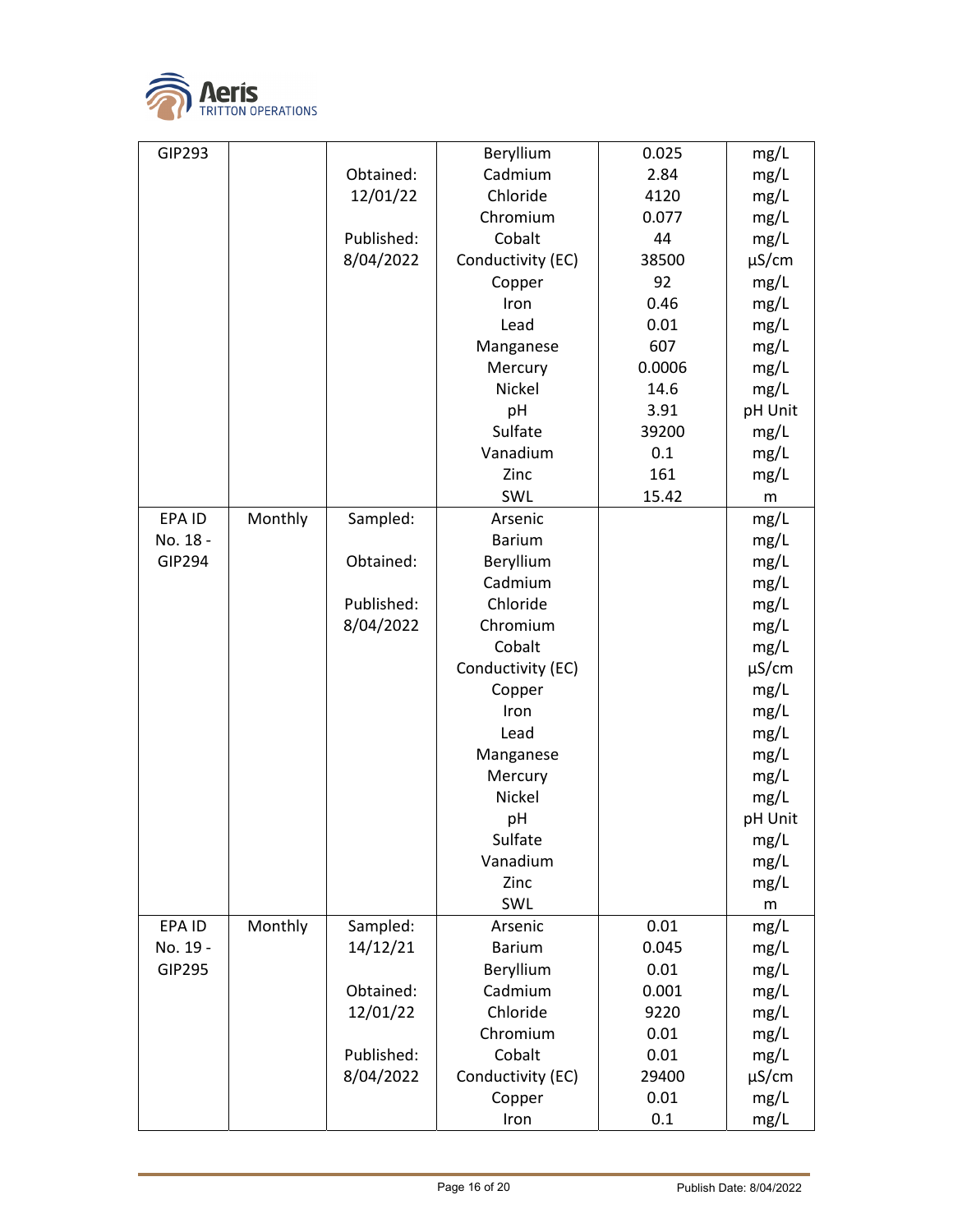| GIP293 | | | Beryllium | 0.025 | mg/L |
|---|---|---|---|---|---|
| | | Obtained: | Cadmium | 2.84 | mg/L |
| | | 12/01/22 | Chloride | 4120 | mg/L |
| | | | Chromium | 0.077 | mg/L |
| | | Published: | Cobalt | 44 | mg/L |
| | | 8/04/2022 | Conductivity (EC) | 38500 | µS/cm |
| | | | Copper | 92 | mg/L |
| | | | Iron | 0.46 | mg/L |
| | | | Lead | 0.01 | mg/L |
| | | | Manganese | 607 | mg/L |
| | | | Mercury | 0.0006 | mg/L |
| | | | Nickel | 14.6 | mg/L |
| | | | pH | 3.91 | pH Unit |
| | | | Sulfate | 39200 | mg/L |
| | | | Vanadium | 0.1 | mg/L |
| | | | Zinc | 161 | mg/L |
| | | | SWL | 15.42 | m |
| EPA ID No. 18 - GIP294 | Monthly | Sampled: | Arsenic | | mg/L |
| | | | Barium | | mg/L |
| | | Obtained: | Beryllium | | mg/L |
| | | | Cadmium | | mg/L |
| | | Published: | Chloride | | mg/L |
| | | 8/04/2022 | Chromium | | mg/L |
| | | | Cobalt | | mg/L |
| | | | Conductivity (EC) | | µS/cm |
| | | | Copper | | mg/L |
| | | | Iron | | mg/L |
| | | | Lead | | mg/L |
| | | | Manganese | | mg/L |
| | | | Mercury | | mg/L |
| | | | Nickel | | mg/L |
| | | | pH | | pH Unit |
| | | | Sulfate | | mg/L |
| | | | Vanadium | | mg/L |
| | | | Zinc | | mg/L |
| | | | SWL | | m |
| EPA ID No. 19 - GIP295 | Monthly | Sampled: | Arsenic | 0.01 | mg/L |
| | | 14/12/21 | Barium | 0.045 | mg/L |
| | | | Beryllium | 0.01 | mg/L |
| | | Obtained: | Cadmium | 0.001 | mg/L |
| | | 12/01/22 | Chloride | 9220 | mg/L |
| | | | Chromium | 0.01 | mg/L |
| | | Published: | Cobalt | 0.01 | mg/L |
| | | 8/04/2022 | Conductivity (EC) | 29400 | µS/cm |
| | | | Copper | 0.01 | mg/L |
| | | | Iron | 0.1 | mg/L |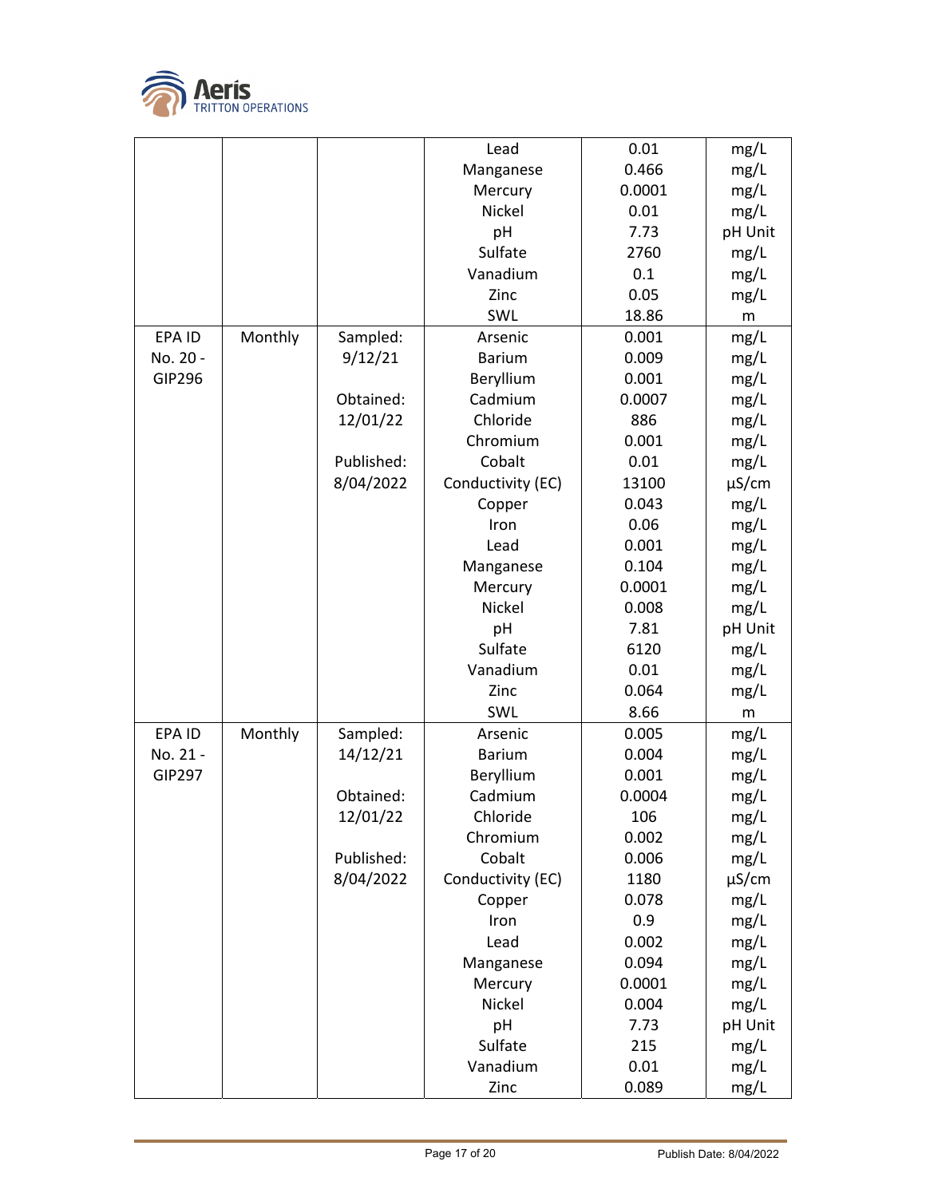| | | | | | |
|---|---|---|---|---|---|
| | | | Lead | 0.01 | mg/L |
| | | | Manganese | 0.466 | mg/L |
| | | | Mercury | 0.0001 | mg/L |
| | | | Nickel | 0.01 | mg/L |
| | | | pH | 7.73 | pH Unit |
| | | | Sulfate | 2760 | mg/L |
| | | | Vanadium | 0.1 | mg/L |
| | | | Zinc | 0.05 | mg/L |
| | | | SWL | 18.86 | m |
| EPA ID No. 20 - GIP296 | Monthly | Sampled: 9/12/21 | Arsenic | 0.001 | mg/L |
| | | | Barium | 0.009 | mg/L |
| | | | Beryllium | 0.001 | mg/L |
| | | Obtained: 12/01/22 | Cadmium | 0.0007 | mg/L |
| | | | Chloride | 886 | mg/L |
| | | | Chromium | 0.001 | mg/L |
| | | Published: 8/04/2022 | Cobalt | 0.01 | mg/L |
| | | | Conductivity (EC) | 13100 | µS/cm |
| | | | Copper | 0.043 | mg/L |
| | | | Iron | 0.06 | mg/L |
| | | | Lead | 0.001 | mg/L |
| | | | Manganese | 0.104 | mg/L |
| | | | Mercury | 0.0001 | mg/L |
| | | | Nickel | 0.008 | mg/L |
| | | | pH | 7.81 | pH Unit |
| | | | Sulfate | 6120 | mg/L |
| | | | Vanadium | 0.01 | mg/L |
| | | | Zinc | 0.064 | mg/L |
| | | | SWL | 8.66 | m |
| EPA ID No. 21 - GIP297 | Monthly | Sampled: 14/12/21 | Arsenic | 0.005 | mg/L |
| | | | Barium | 0.004 | mg/L |
| | | | Beryllium | 0.001 | mg/L |
| | | Obtained: 12/01/22 | Cadmium | 0.0004 | mg/L |
| | | | Chloride | 106 | mg/L |
| | | | Chromium | 0.002 | mg/L |
| | | Published: 8/04/2022 | Cobalt | 0.006 | mg/L |
| | | | Conductivity (EC) | 1180 | µS/cm |
| | | | Copper | 0.078 | mg/L |
| | | | Iron | 0.9 | mg/L |
| | | | Lead | 0.002 | mg/L |
| | | | Manganese | 0.094 | mg/L |
| | | | Mercury | 0.0001 | mg/L |
| | | | Nickel | 0.004 | mg/L |
| | | | pH | 7.73 | pH Unit |
| | | | Sulfate | 215 | mg/L |
| | | | Vanadium | 0.01 | mg/L |
| | | | Zinc | 0.089 | mg/L |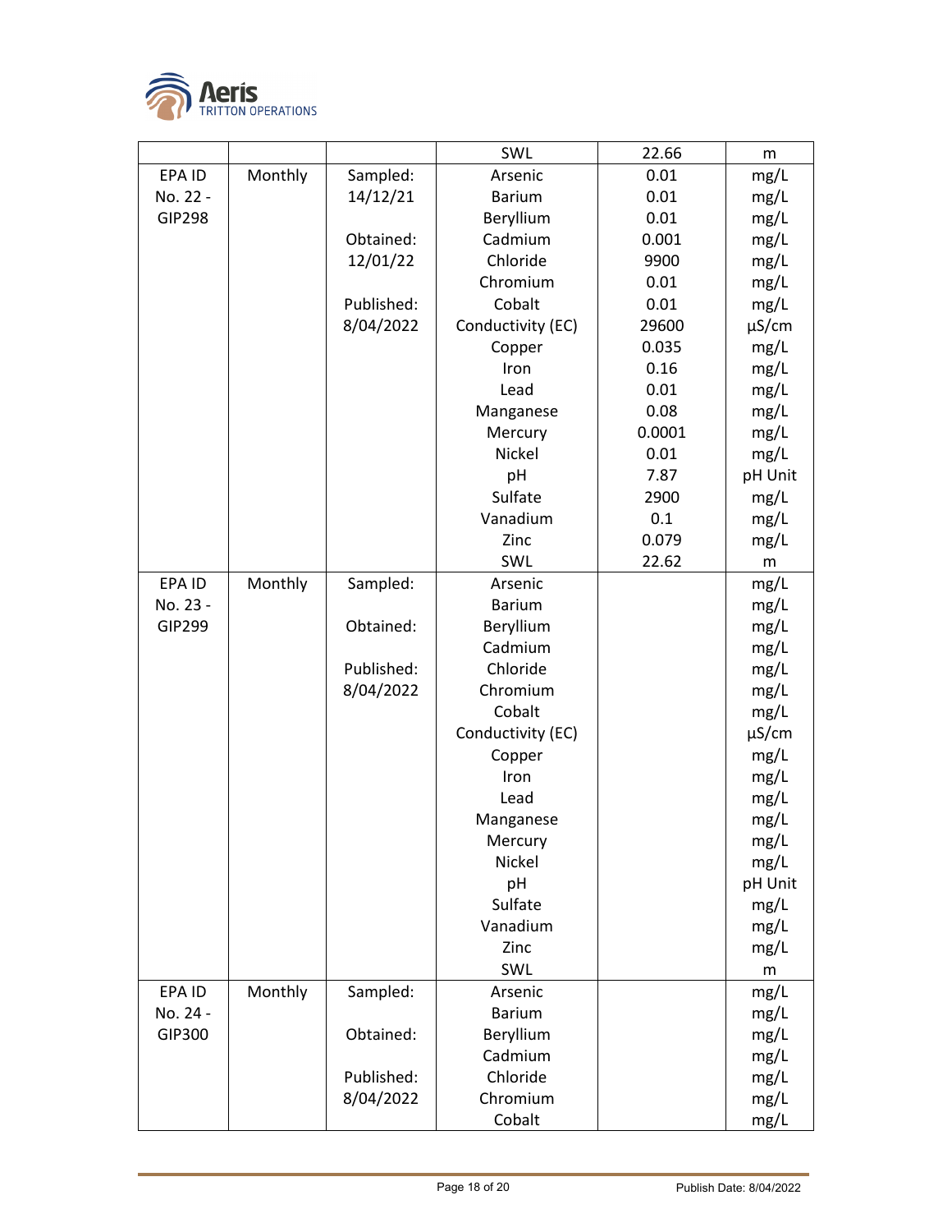| | | | SWL | 22.66 | m |
|---|---|---|---|---|---|
| EPA ID No. 22 - GIP298 | Monthly | Sampled: 14/12/21 | Arsenic | 0.01 | mg/L |
| | | | Barium | 0.01 | mg/L |
| | | | Beryllium | 0.01 | mg/L |
| | | Obtained: 12/01/22 | Cadmium | 0.001 | mg/L |
| | | | Chloride | 9900 | mg/L |
| | | | Chromium | 0.01 | mg/L |
| | | Published: 8/04/2022 | Cobalt | 0.01 | mg/L |
| | | | Conductivity (EC) | 29600 | µS/cm |
| | | | Copper | 0.035 | mg/L |
| | | | Iron | 0.16 | mg/L |
| | | | Lead | 0.01 | mg/L |
| | | | Manganese | 0.08 | mg/L |
| | | | Mercury | 0.0001 | mg/L |
| | | | Nickel | 0.01 | mg/L |
| | | | pH | 7.87 | pH Unit |
| | | | Sulfate | 2900 | mg/L |
| | | | Vanadium | 0.1 | mg/L |
| | | | Zinc | 0.079 | mg/L |
| | | | SWL | 22.62 | m |
| EPA ID No. 23 - GIP299 | Monthly | Sampled: | Arsenic | | mg/L |
| | | | Barium | | mg/L |
| | | Obtained: | Beryllium | | mg/L |
| | | | Cadmium | | mg/L |
| | | Published: 8/04/2022 | Chloride | | mg/L |
| | | | Chromium | | mg/L |
| | | | Cobalt | | mg/L |
| | | | Conductivity (EC) | | µS/cm |
| | | | Copper | | mg/L |
| | | | Iron | | mg/L |
| | | | Lead | | mg/L |
| | | | Manganese | | mg/L |
| | | | Mercury | | mg/L |
| | | | Nickel | | mg/L |
| | | | pH | | pH Unit |
| | | | Sulfate | | mg/L |
| | | | Vanadium | | mg/L |
| | | | Zinc | | mg/L |
| | | | SWL | | m |
| EPA ID No. 24 - GIP300 | Monthly | Sampled: | Arsenic | | mg/L |
| | | | Barium | | mg/L |
| | | Obtained: | Beryllium | | mg/L |
| | | | Cadmium | | mg/L |
| | | Published: 8/04/2022 | Chloride | | mg/L |
| | | | Chromium | | mg/L |
| | | | Cobalt | | mg/L |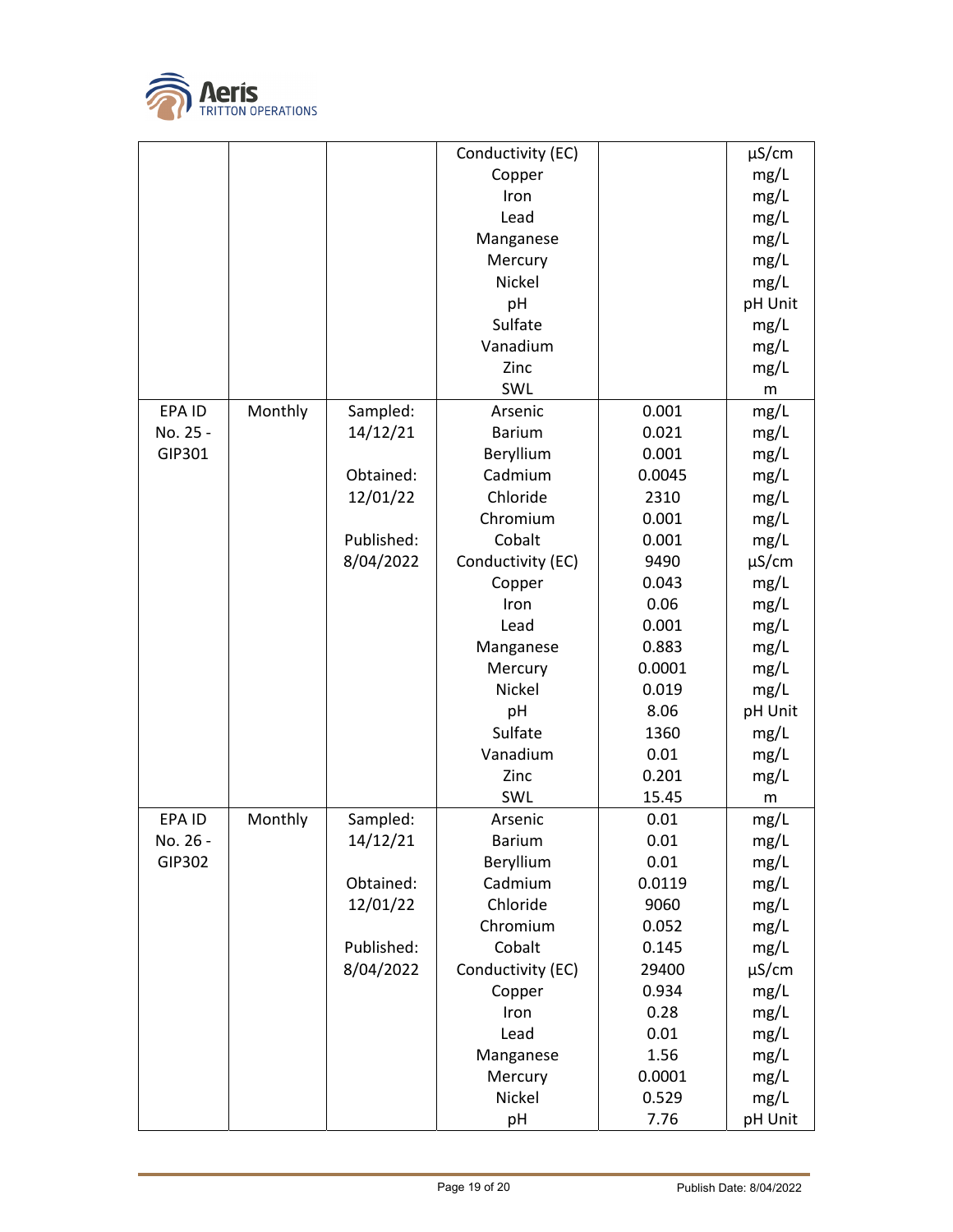| | | | Conductivity (EC) | | µS/cm |
|---|---|---|---|---|---|
| | | | Copper | | mg/L |
| | | | Iron | | mg/L |
| | | | Lead | | mg/L |
| | | | Manganese | | mg/L |
| | | | Mercury | | mg/L |
| | | | Nickel | | mg/L |
| | | | pH | | pH Unit |
| | | | Sulfate | | mg/L |
| | | | Vanadium | | mg/L |
| | | | Zinc | | mg/L |
| | | | SWL | | m |
| EPA ID No. 25 - GIP301 | Monthly | Sampled: 14/12/21 | Arsenic | 0.001 | mg/L |
| | | | Barium | 0.021 | mg/L |
| | | | Beryllium | 0.001 | mg/L |
| | | Obtained: 12/01/22 | Cadmium | 0.0045 | mg/L |
| | | | Chloride | 2310 | mg/L |
| | | | Chromium | 0.001 | mg/L |
| | | Published: 8/04/2022 | Cobalt | 0.001 | mg/L |
| | | | Conductivity (EC) | 9490 | µS/cm |
| | | | Copper | 0.043 | mg/L |
| | | | Iron | 0.06 | mg/L |
| | | | Lead | 0.001 | mg/L |
| | | | Manganese | 0.883 | mg/L |
| | | | Mercury | 0.0001 | mg/L |
| | | | Nickel | 0.019 | mg/L |
| | | | pH | 8.06 | pH Unit |
| | | | Sulfate | 1360 | mg/L |
| | | | Vanadium | 0.01 | mg/L |
| | | | Zinc | 0.201 | mg/L |
| | | | SWL | 15.45 | m |
| EPA ID No. 26 - GIP302 | Monthly | Sampled: 14/12/21 | Arsenic | 0.01 | mg/L |
| | | | Barium | 0.01 | mg/L |
| | | | Beryllium | 0.01 | mg/L |
| | | Obtained: 12/01/22 | Cadmium | 0.0119 | mg/L |
| | | | Chloride | 9060 | mg/L |
| | | | Chromium | 0.052 | mg/L |
| | | Published: 8/04/2022 | Cobalt | 0.145 | mg/L |
| | | | Conductivity (EC) | 29400 | µS/cm |
| | | | Copper | 0.934 | mg/L |
| | | | Iron | 0.28 | mg/L |
| | | | Lead | 0.01 | mg/L |
| | | | Manganese | 1.56 | mg/L |
| | | | Mercury | 0.0001 | mg/L |
| | | | Nickel | 0.529 | mg/L |
| | | | pH | 7.76 | pH Unit |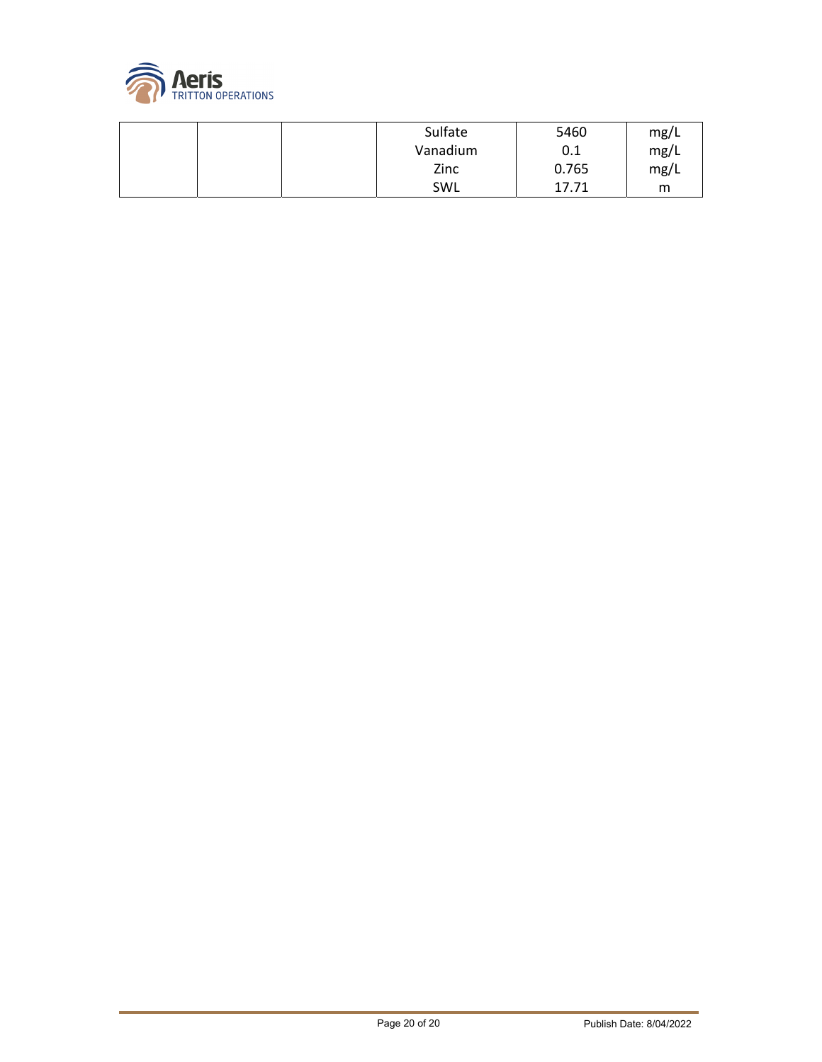| | | | | | |
|---|---|---|---|---|---|
| | | | Sulfate | 5460 | mg/L |
| | | | Vanadium | 0.1 | mg/L |
| | | | Zinc | 0.765 | mg/L |
| | | | SWL | 17.71 | m |